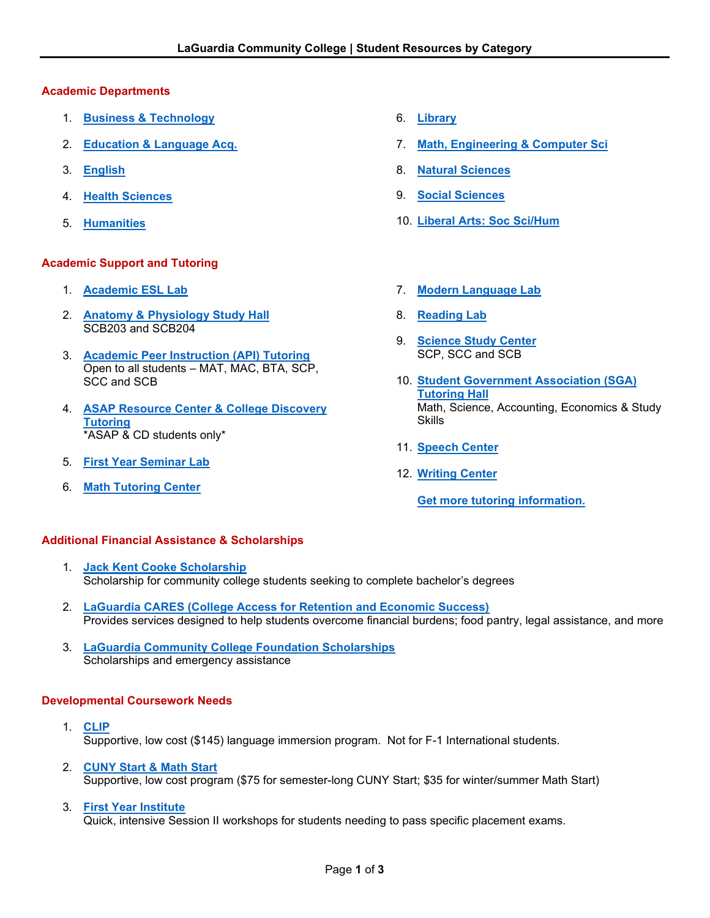# LaGuardia Community College | Student Resources by Category

## Academic Departments

1. **Business & Technology**
2. **Education & Language Acq.**
3. **English**
4. **Health Sciences**
5. **Humanities**
6. **Library**
7. **Math, Engineering & Computer Sci**
8. **Natural Sciences**
9. **Social Sciences**
10. **Liberal Arts: Soc Sci/Hum**

## Academic Support and Tutoring

1. **Academic ESL Lab**
2. **Anatomy & Physiology Study Hall**
   SCB203 and SCB204
3. **Academic Peer Instruction (API) Tutoring**
   Open to all students – MAT, MAC, BTA, SCP, SCC and SCB
4. **ASAP Resource Center & College Discovery Tutoring**
   *ASAP & CD students only*
5. **First Year Seminar Lab**
6. **Math Tutoring Center**
7. **Modern Language Lab**
8. **Reading Lab**
9. **Science Study Center**
   SCP, SCC and SCB
10. **Student Government Association (SGA) Tutoring Hall**
    Math, Science, Accounting, Economics & Study Skills
11. **Speech Center**
12. **Writing Center**

**Get more tutoring information.**

## Additional Financial Assistance & Scholarships

1. **Jack Kent Cooke Scholarship**
   Scholarship for community college students seeking to complete bachelor's degrees
2. **LaGuardia CARES (College Access for Retention and Economic Success)**
   Provides services designed to help students overcome financial burdens; food pantry, legal assistance, and more
3. **LaGuardia Community College Foundation Scholarships**
   Scholarships and emergency assistance

## Developmental Coursework Needs

1. **CLIP**
   Supportive, low cost ($145) language immersion program. Not for F-1 International students.
2. **CUNY Start & Math Start**
   Supportive, low cost program ($75 for semester-long CUNY Start; $35 for winter/summer Math Start)
3. **First Year Institute**
   Quick, intensive Session II workshops for students needing to pass specific placement exams.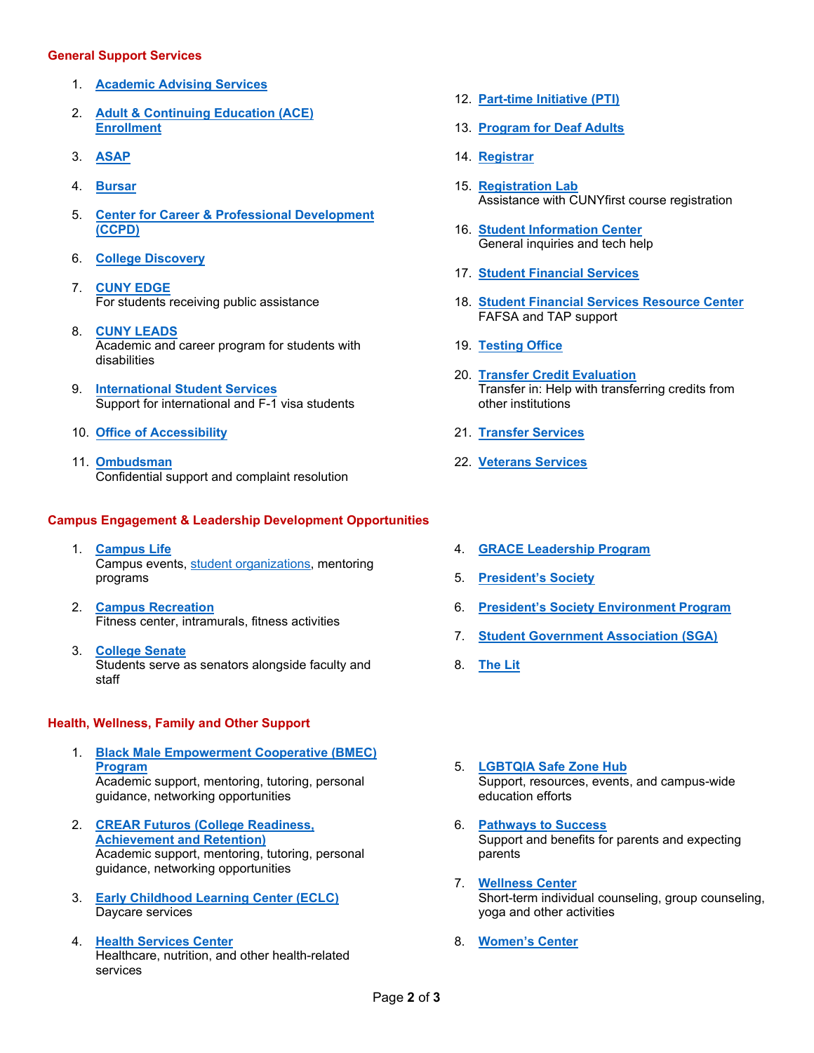## General Support Services

1. **Academic Advising Services**
2. **Adult & Continuing Education (ACE) Enrollment**
3. **ASAP**
4. **Bursar**
5. **Center for Career & Professional Development (CCPD)**
6. **College Discovery**
7. **CUNY EDGE**
   For students receiving public assistance
8. **CUNY LEADS**
   Academic and career program for students with disabilities
9. **International Student Services**
   Support for international and F-1 visa students
10. **Office of Accessibility**
11. **Ombudsman**
    Confidential support and complaint resolution
12. **Part-time Initiative (PTI)**
13. **Program for Deaf Adults**
14. **Registrar**
15. **Registration Lab**
    Assistance with CUNYfirst course registration
16. **Student Information Center**
    General inquiries and tech help
17. **Student Financial Services**
18. **Student Financial Services Resource Center**
    FAFSA and TAP support
19. **Testing Office**
20. **Transfer Credit Evaluation**
    Transfer in: Help with transferring credits from other institutions
21. **Transfer Services**
22. **Veterans Services**

## Campus Engagement & Leadership Development Opportunities

1. **Campus Life**
   Campus events, student organizations, mentoring programs
2. **Campus Recreation**
   Fitness center, intramurals, fitness activities
3. **College Senate**
   Students serve as senators alongside faculty and staff
4. **GRACE Leadership Program**
5. **President's Society**
6. **President's Society Environment Program**
7. **Student Government Association (SGA)**
8. **The Lit**

## Health, Wellness, Family and Other Support

1. **Black Male Empowerment Cooperative (BMEC) Program**
   Academic support, mentoring, tutoring, personal guidance, networking opportunities
2. **CREAR Futuros (College Readiness, Achievement and Retention)**
   Academic support, mentoring, tutoring, personal guidance, networking opportunities
3. **Early Childhood Learning Center (ECLC)**
   Daycare services
4. **Health Services Center**
   Healthcare, nutrition, and other health-related services
5. **LGBTQIA Safe Zone Hub**
   Support, resources, events, and campus-wide education efforts
6. **Pathways to Success**
   Support and benefits for parents and expecting parents
7. **Wellness Center**
   Short-term individual counseling, group counseling, yoga and other activities
8. **Women's Center**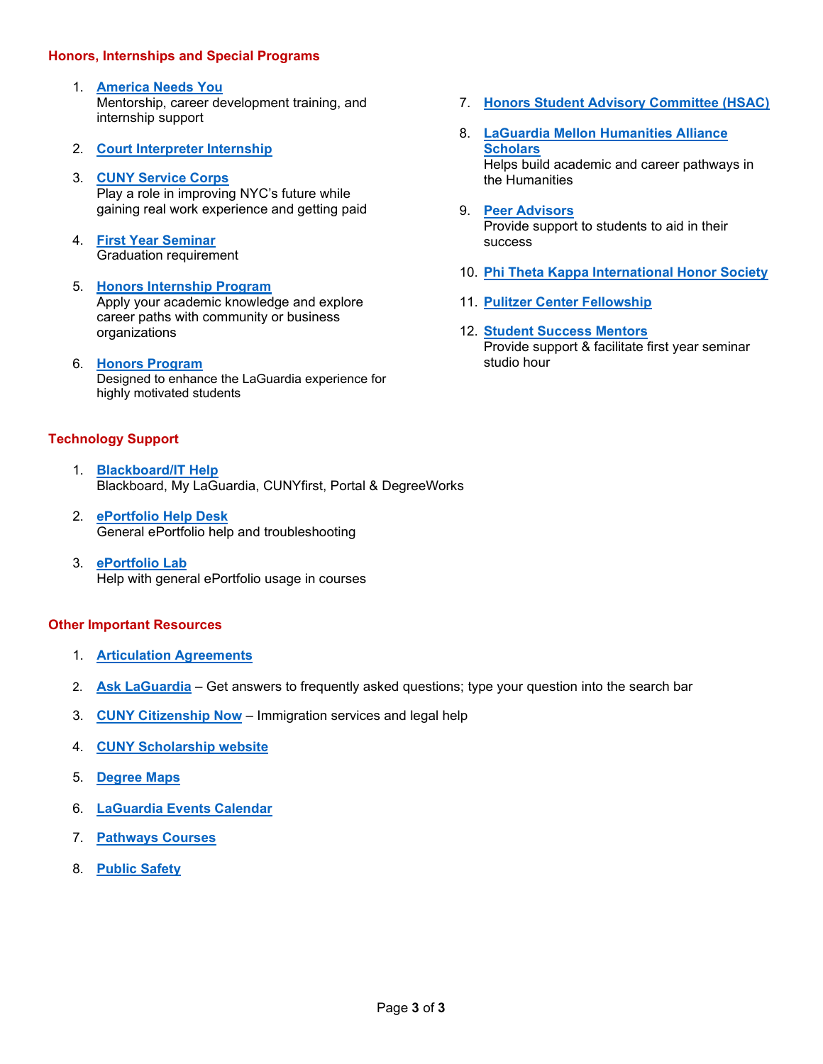## Honors, Internships and Special Programs

1. **America Needs You**
   Mentorship, career development training, and internship support

2. **Court Interpreter Internship**

3. **CUNY Service Corps**
   Play a role in improving NYC's future while gaining real work experience and getting paid

4. **First Year Seminar**
   Graduation requirement

5. **Honors Internship Program**
   Apply your academic knowledge and explore career paths with community or business organizations

6. **Honors Program**
   Designed to enhance the LaGuardia experience for highly motivated students

7. **Honors Student Advisory Committee (HSAC)**

8. **LaGuardia Mellon Humanities Alliance Scholars**
   Helps build academic and career pathways in the Humanities

9. **Peer Advisors**
   Provide support to students to aid in their success

10. **Phi Theta Kappa International Honor Society**

11. **Pulitzer Center Fellowship**

12. **Student Success Mentors**
    Provide support & facilitate first year seminar studio hour

## Technology Support

1. **Blackboard/IT Help**
   Blackboard, My LaGuardia, CUNYfirst, Portal & DegreeWorks

2. **ePortfolio Help Desk**
   General ePortfolio help and troubleshooting

3. **ePortfolio Lab**
   Help with general ePortfolio usage in courses

## Other Important Resources

1. **Articulation Agreements**

2. **Ask LaGuardia** – Get answers to frequently asked questions; type your question into the search bar

3. **CUNY Citizenship Now** – Immigration services and legal help

4. **CUNY Scholarship website**

5. **Degree Maps**

6. **LaGuardia Events Calendar**

7. **Pathways Courses**

8. **Public Safety**